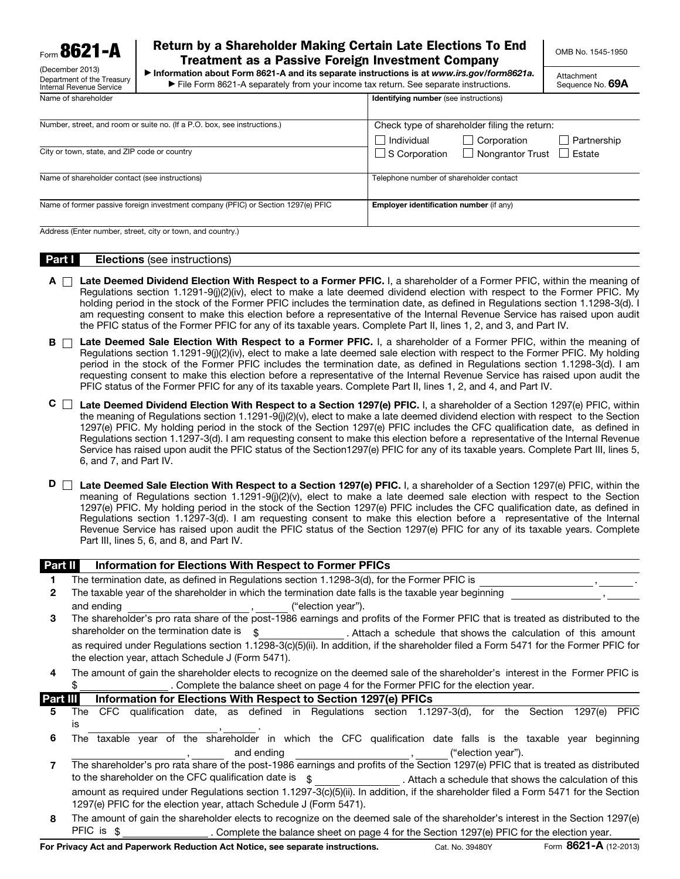Form **8621-A**

(December 2013)
Department of the Treasury
Internal Revenue Service

# Return by a Shareholder Making Certain Late Elections To End Treatment as a Passive Foreign Investment Company

▶ Information about Form 8621-A and its separate instructions is at *www.irs.gov/form8621a.*
▶ File Form 8621-A separately from your income tax return. See separate instructions.

OMB No. 1545-1950

Attachment Sequence No. **69A**

| | |
|---|---|
| Name of shareholder | **Identifying number** (see instructions) |
| Number, street, and room or suite no. (If a P.O. box, see instructions.) | Check type of shareholder filing the return: ☐ Individual ☐ Corporation ☐ Partnership |
| City or town, state, and ZIP code or country | ☐ S Corporation ☐ Nongrantor Trust ☐ Estate |
| Name of shareholder contact (see instructions) | Telephone number of shareholder contact |
| Name of former passive foreign investment company (PFIC) or Section 1297(e) PFIC | **Employer identification number** (if any) |
| Address (Enter number, street, city or town, and country.) | |

## Part I Elections (see instructions)

**A** ☐ **Late Deemed Dividend Election With Respect to a Former PFIC.** I, a shareholder of a Former PFIC, within the meaning of Regulations section 1.1291-9(j)(2)(iv), elect to make a late deemed dividend election with respect to the Former PFIC. My holding period in the stock of the Former PFIC includes the termination date, as defined in Regulations section 1.1298-3(d). I am requesting consent to make this election before a representative of the Internal Revenue Service has raised upon audit the PFIC status of the Former PFIC for any of its taxable years. Complete Part II, lines 1, 2, and 3, and Part IV.

**B** ☐ **Late Deemed Sale Election With Respect to a Former PFIC.** I, a shareholder of a Former PFIC, within the meaning of Regulations section 1.1291-9(j)(2)(iv), elect to make a late deemed sale election with respect to the Former PFIC. My holding period in the stock of the Former PFIC includes the termination date, as defined in Regulations section 1.1298-3(d). I am requesting consent to make this election before a representative of the Internal Revenue Service has raised upon audit the PFIC status of the Former PFIC for any of its taxable years. Complete Part II, lines 1, 2, and 4, and Part IV.

**C** ☐ **Late Deemed Dividend Election With Respect to a Section 1297(e) PFIC.** I, a shareholder of a Section 1297(e) PFIC, within the meaning of Regulations section 1.1291-9(j)(2)(v), elect to make a late deemed dividend election with respect to the Section 1297(e) PFIC. My holding period in the stock of the Section 1297(e) PFIC includes the CFC qualification date, as defined in Regulations section 1.1297-3(d). I am requesting consent to make this election before a representative of the Internal Revenue Service has raised upon audit the PFIC status of the Section1297(e) PFIC for any of its taxable years. Complete Part III, lines 5, 6, and 7, and Part IV.

**D** ☐ **Late Deemed Sale Election With Respect to a Section 1297(e) PFIC.** I, a shareholder of a Section 1297(e) PFIC, within the meaning of Regulations section 1.1291-9(j)(2)(v), elect to make a late deemed sale election with respect to the Section 1297(e) PFIC. My holding period in the stock of the Section 1297(e) PFIC includes the CFC qualification date, as defined in Regulations section 1.1297-3(d). I am requesting consent to make this election before a representative of the Internal Revenue Service has raised upon audit the PFIC status of the Section 1297(e) PFIC for any of its taxable years. Complete Part III, lines 5, 6, and 8, and Part IV.

## Part II Information for Elections With Respect to Former PFICs

**1** The termination date, as defined in Regulations section 1.1298-3(d), for the Former PFIC is ____________, ______.

**2** The taxable year of the shareholder in which the termination date falls is the taxable year beginning ____________, ______ and ending ____________, ______ ("election year").

**3** The shareholder's pro rata share of the post-1986 earnings and profits of the Former PFIC that is treated as distributed to the shareholder on the termination date is $____________. Attach a schedule that shows the calculation of this amount as required under Regulations section 1.1298-3(c)(5)(ii). In addition, if the shareholder filed a Form 5471 for the Former PFIC for the election year, attach Schedule J (Form 5471).

**4** The amount of gain the shareholder elects to recognize on the deemed sale of the shareholder's interest in the Former PFIC is $____________. Complete the balance sheet on page 4 for the Former PFIC for the election year.

## Part III Information for Elections With Respect to Section 1297(e) PFICs

**5** The CFC qualification date, as defined in Regulations section 1.1297-3(d), for the Section 1297(e) PFIC is ____________, ______.

**6** The taxable year of the shareholder in which the CFC qualification date falls is the taxable year beginning ____________, ______ and ending ____________, ______ ("election year").

**7** The shareholder's pro rata share of the post-1986 earnings and profits of the Section 1297(e) PFIC that is treated as distributed to the shareholder on the CFC qualification date is $____________. Attach a schedule that shows the calculation of this amount as required under Regulations section 1.1297-3(c)(5)(ii). In addition, if the shareholder filed a Form 5471 for the Section 1297(e) PFIC for the election year, attach Schedule J (Form 5471).

**8** The amount of gain the shareholder elects to recognize on the deemed sale of the shareholder's interest in the Section 1297(e) PFIC is $____________. Complete the balance sheet on page 4 for the Section 1297(e) PFIC for the election year.

**For Privacy Act and Paperwork Reduction Act Notice, see separate instructions.** Cat. No. 39480Y Form **8621-A** (12-2013)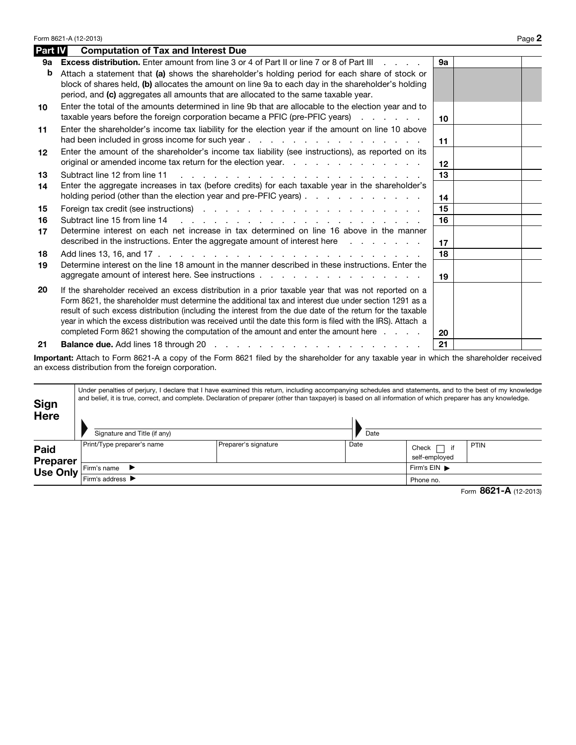## Part IV Computation of Tax and Interest Due

| Line | Description | Line | Amount |
|---|---|---|---|
| 9a | **Excess distribution.** Enter amount from line 3 or 4 of Part II or line 7 or 8 of Part III | 9a | |
| b | Attach a statement that **(a)** shows the shareholder's holding period for each share of stock or block of shares held, **(b)** allocates the amount on line 9a to each day in the shareholder's holding period, and **(c)** aggregates all amounts that are allocated to the same taxable year. | | |
| 10 | Enter the total of the amounts determined in line 9b that are allocable to the election year and to taxable years before the foreign corporation became a PFIC (pre-PFIC years) | 10 | |
| 11 | Enter the shareholder's income tax liability for the election year if the amount on line 10 above had been included in gross income for such year | 11 | |
| 12 | Enter the amount of the shareholder's income tax liability (see instructions), as reported on its original or amended income tax return for the election year. | 12 | |
| 13 | Subtract line 12 from line 11 | 13 | |
| 14 | Enter the aggregate increases in tax (before credits) for each taxable year in the shareholder's holding period (other than the election year and pre-PFIC years) | 14 | |
| 15 | Foreign tax credit (see instructions) | 15 | |
| 16 | Subtract line 15 from line 14 | 16 | |
| 17 | Determine interest on each net increase in tax determined on line 16 above in the manner described in the instructions. Enter the aggregate amount of interest here | 17 | |
| 18 | Add lines 13, 16, and 17 | 18 | |
| 19 | Determine interest on the line 18 amount in the manner described in these instructions. Enter the aggregate amount of interest here. See instructions | 19 | |
| 20 | If the shareholder received an excess distribution in a prior taxable year that was not reported on a Form 8621, the shareholder must determine the additional tax and interest due under section 1291 as a result of such excess distribution (including the interest from the due date of the return for the taxable year in which the excess distribution was received until the date this form is filed with the IRS). Attach a completed Form 8621 showing the computation of the amount and enter the amount here | 20 | |
| 21 | **Balance due.** Add lines 18 through 20 | 21 | |

**Important:** Attach to Form 8621-A a copy of the Form 8621 filed by the shareholder for any taxable year in which the shareholder received an excess distribution from the foreign corporation.

**Sign Here**

Under penalties of perjury, I declare that I have examined this return, including accompanying schedules and statements, and to the best of my knowledge and belief, it is true, correct, and complete. Declaration of preparer (other than taxpayer) is based on all information of which preparer has any knowledge.

Signature and Title (if any) | Date

**Paid Preparer Use Only**

| Print/Type preparer's name | Preparer's signature | Date | Check ☐ if self-employed | PTIN |
|---|---|---|---|---|
| Firm's name ▶ | | | Firm's EIN ▶ | |
| Firm's address ▶ | | | Phone no. | |

Form **8621-A** (12-2013)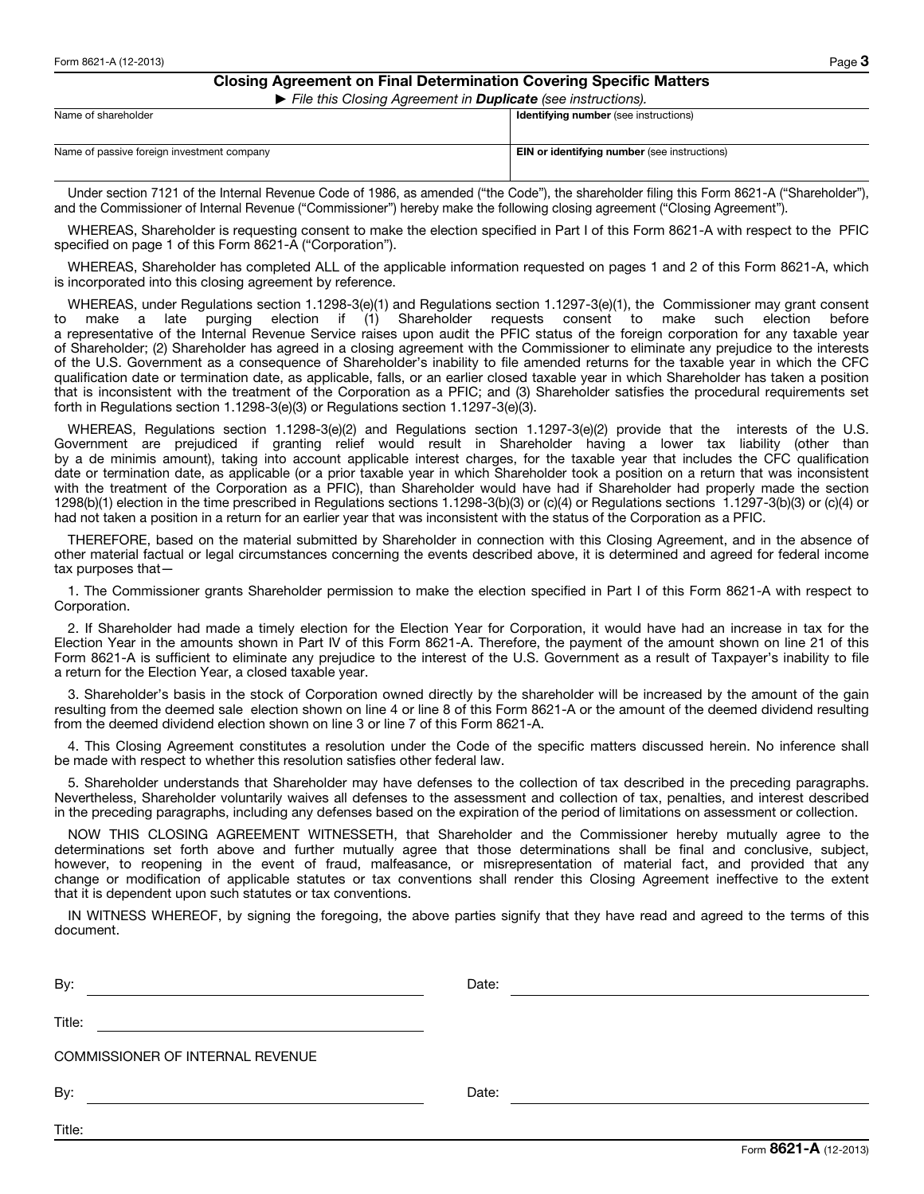## Closing Agreement on Final Determination Covering Specific Matters

► *File this Closing Agreement in **Duplicate** (see instructions).*

| Name of shareholder | **Identifying number** (see instructions) |
|---|---|
| | |
| **Name of passive foreign investment company** | **EIN or identifying number** (see instructions) |
| | |

Under section 7121 of the Internal Revenue Code of 1986, as amended ("the Code"), the shareholder filing this Form 8621-A ("Shareholder"), and the Commissioner of Internal Revenue ("Commissioner") hereby make the following closing agreement ("Closing Agreement").

WHEREAS, Shareholder is requesting consent to make the election specified in Part I of this Form 8621-A with respect to the PFIC specified on page 1 of this Form 8621-A ("Corporation").

WHEREAS, Shareholder has completed ALL of the applicable information requested on pages 1 and 2 of this Form 8621-A, which is incorporated into this closing agreement by reference.

WHEREAS, under Regulations section 1.1298-3(e)(1) and Regulations section 1.1297-3(e)(1), the Commissioner may grant consent to make a late purging election if (1) Shareholder requests consent to make such election before a representative of the Internal Revenue Service raises upon audit the PFIC status of the foreign corporation for any taxable year of Shareholder; (2) Shareholder has agreed in a closing agreement with the Commissioner to eliminate any prejudice to the interests of the U.S. Government as a consequence of Shareholder's inability to file amended returns for the taxable year in which the CFC qualification date or termination date, as applicable, falls, or an earlier closed taxable year in which Shareholder has taken a position that is inconsistent with the treatment of the Corporation as a PFIC; and (3) Shareholder satisfies the procedural requirements set forth in Regulations section 1.1298-3(e)(3) or Regulations section 1.1297-3(e)(3).

WHEREAS, Regulations section 1.1298-3(e)(2) and Regulations section 1.1297-3(e)(2) provide that the interests of the U.S. Government are prejudiced if granting relief would result in Shareholder having a lower tax liability (other than by a de minimis amount), taking into account applicable interest charges, for the taxable year that includes the CFC qualification date or termination date, as applicable (or a prior taxable year in which Shareholder took a position on a return that was inconsistent with the treatment of the Corporation as a PFIC), than Shareholder would have had if Shareholder had properly made the section 1298(b)(1) election in the time prescribed in Regulations sections 1.1298-3(b)(3) or (c)(4) or Regulations sections 1.1297-3(b)(3) or (c)(4) or had not taken a position in a return for an earlier year that was inconsistent with the status of the Corporation as a PFIC.

THEREFORE, based on the material submitted by Shareholder in connection with this Closing Agreement, and in the absence of other material factual or legal circumstances concerning the events described above, it is determined and agreed for federal income tax purposes that—

1. The Commissioner grants Shareholder permission to make the election specified in Part I of this Form 8621-A with respect to Corporation.

2. If Shareholder had made a timely election for the Election Year for Corporation, it would have had an increase in tax for the Election Year in the amounts shown in Part IV of this Form 8621-A. Therefore, the payment of the amount shown on line 21 of this Form 8621-A is sufficient to eliminate any prejudice to the interest of the U.S. Government as a result of Taxpayer's inability to file a return for the Election Year, a closed taxable year.

3. Shareholder's basis in the stock of Corporation owned directly by the shareholder will be increased by the amount of the gain resulting from the deemed sale election shown on line 4 or line 8 of this Form 8621-A or the amount of the deemed dividend resulting from the deemed dividend election shown on line 3 or line 7 of this Form 8621-A.

4. This Closing Agreement constitutes a resolution under the Code of the specific matters discussed herein. No inference shall be made with respect to whether this resolution satisfies other federal law.

5. Shareholder understands that Shareholder may have defenses to the collection of tax described in the preceding paragraphs. Nevertheless, Shareholder voluntarily waives all defenses to the assessment and collection of tax, penalties, and interest described in the preceding paragraphs, including any defenses based on the expiration of the period of limitations on assessment or collection.

NOW THIS CLOSING AGREEMENT WITNESSETH, that Shareholder and the Commissioner hereby mutually agree to the determinations set forth above and further mutually agree that those determinations shall be final and conclusive, subject, however, to reopening in the event of fraud, malfeasance, or misrepresentation of material fact, and provided that any change or modification of applicable statutes or tax conventions shall render this Closing Agreement ineffective to the extent that it is dependent upon such statutes or tax conventions.

IN WITNESS WHEREOF, by signing the foregoing, the above parties signify that they have read and agreed to the terms of this document.

By: ______________________________ Date: ______________________________

Title: ______________________________

COMMISSIONER OF INTERNAL REVENUE

By: ______________________________ Date: ______________________________

Title: ______________________________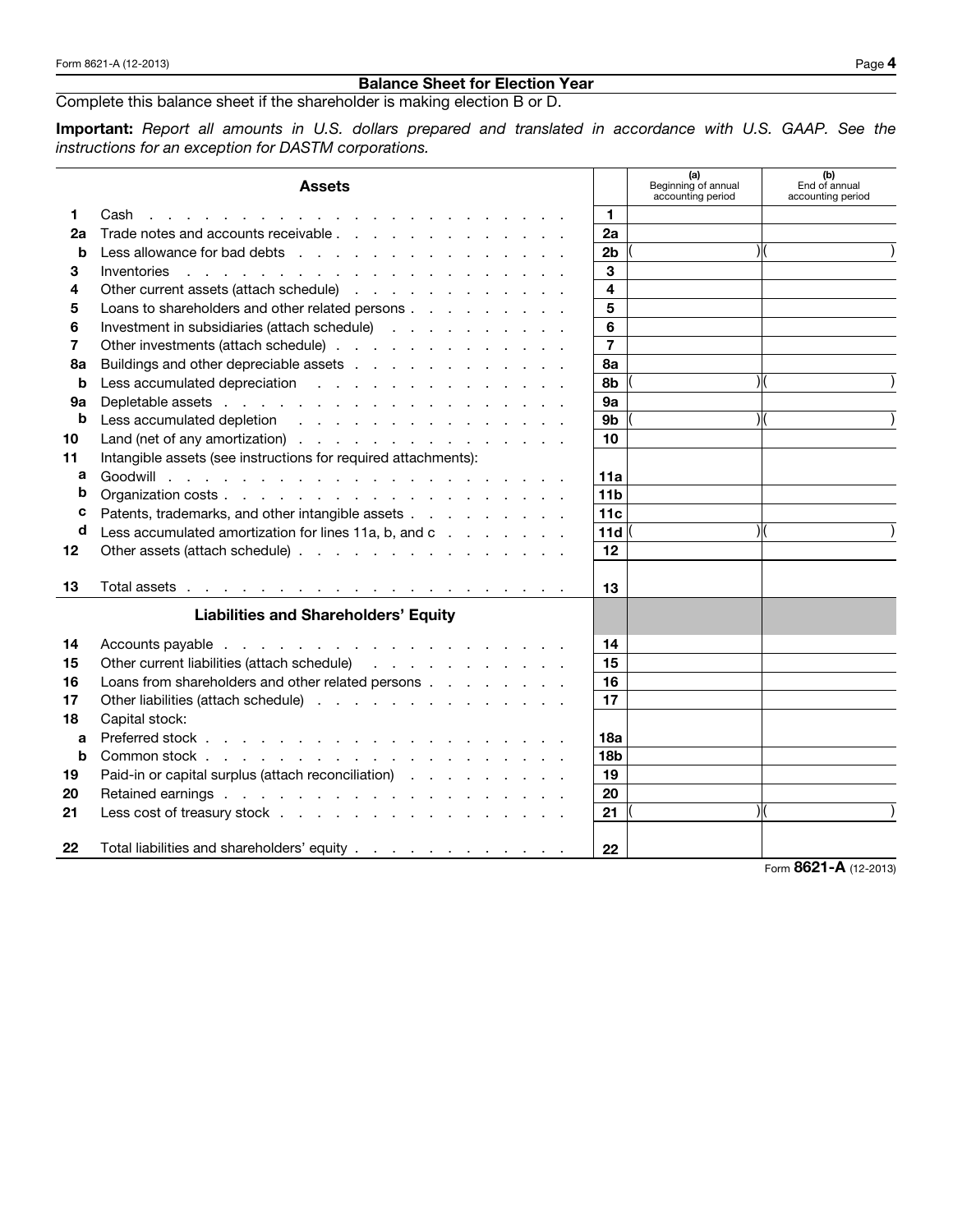## Balance Sheet for Election Year

Complete this balance sheet if the shareholder is making election B or D.

**Important:** *Report all amounts in U.S. dollars prepared and translated in accordance with U.S. GAAP. See the instructions for an exception for DASTM corporations.*

| | **Assets** | | (a) Beginning of annual accounting period | (b) End of annual accounting period |
|---|---|---|---|---|
| 1 | Cash | 1 | | |
| 2a | Trade notes and accounts receivable | 2a | | |
| b | Less allowance for bad debts | 2b | ( ) | ( ) |
| 3 | Inventories | 3 | | |
| 4 | Other current assets (attach schedule) | 4 | | |
| 5 | Loans to shareholders and other related persons | 5 | | |
| 6 | Investment in subsidiaries (attach schedule) | 6 | | |
| 7 | Other investments (attach schedule) | 7 | | |
| 8a | Buildings and other depreciable assets | 8a | | |
| b | Less accumulated depreciation | 8b | ( ) | ( ) |
| 9a | Depletable assets | 9a | | |
| b | Less accumulated depletion | 9b | ( ) | ( ) |
| 10 | Land (net of any amortization) | 10 | | |
| 11 | Intangible assets (see instructions for required attachments): | | | |
| a | Goodwill | 11a | | |
| b | Organization costs | 11b | | |
| c | Patents, trademarks, and other intangible assets | 11c | | |
| d | Less accumulated amortization for lines 11a, b, and c | 11d | ( ) | ( ) |
| 12 | Other assets (attach schedule) | 12 | | |
| 13 | Total assets | 13 | | |
| | **Liabilities and Shareholders' Equity** | | | |
| 14 | Accounts payable | 14 | | |
| 15 | Other current liabilities (attach schedule) | 15 | | |
| 16 | Loans from shareholders and other related persons | 16 | | |
| 17 | Other liabilities (attach schedule) | 17 | | |
| 18 | Capital stock: | | | |
| a | Preferred stock | 18a | | |
| b | Common stock | 18b | | |
| 19 | Paid-in or capital surplus (attach reconciliation) | 19 | | |
| 20 | Retained earnings | 20 | | |
| 21 | Less cost of treasury stock | 21 | ( ) | ( ) |
| 22 | Total liabilities and shareholders' equity | 22 | | |

Form **8621-A** (12-2013)